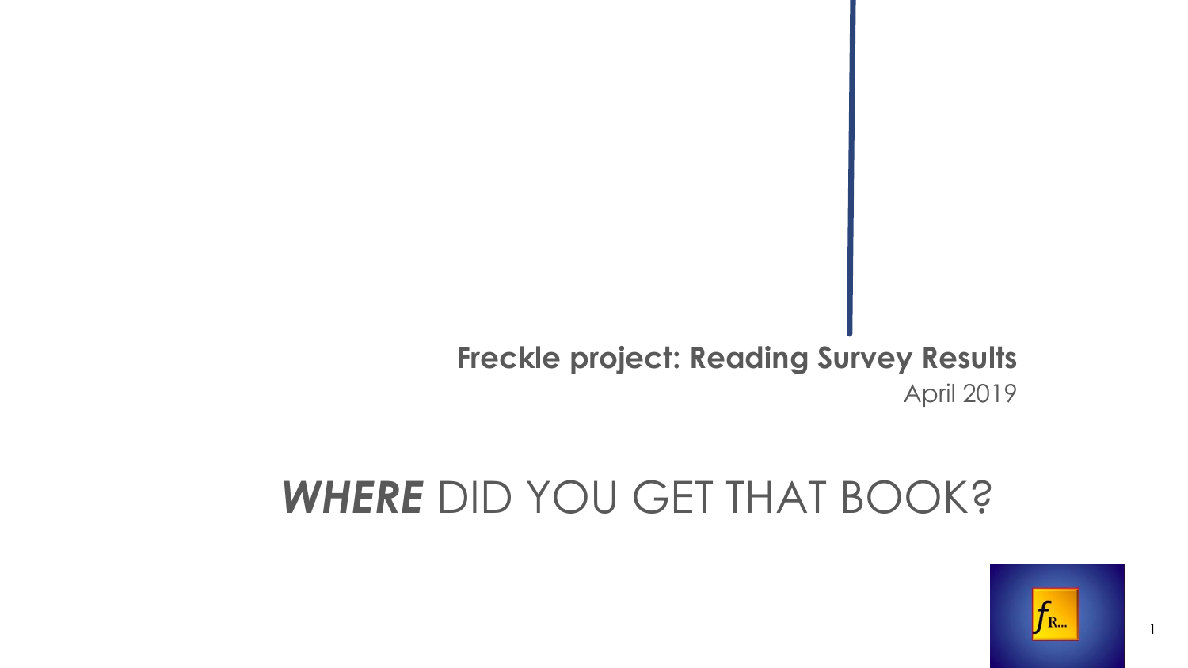**Freckle project: Reading Survey Results**

April 2019

# *WHERE* DID YOU GET THAT BOOK?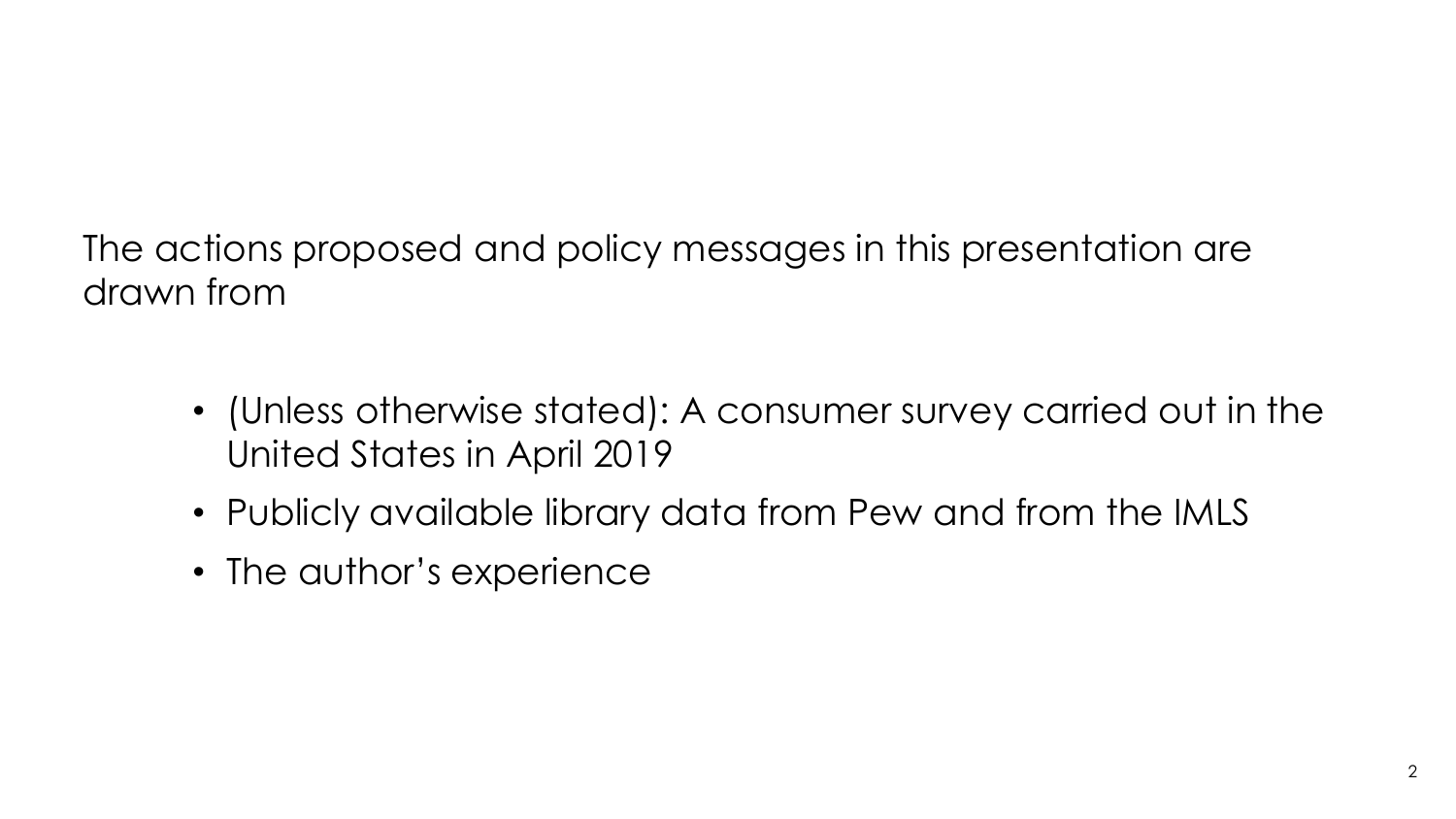The actions proposed and policy messages in this presentation are drawn from

- (Unless otherwise stated): A consumer survey carried out in the United States in April 2019
- Publicly available library data from Pew and from the IMLS
- The author's experience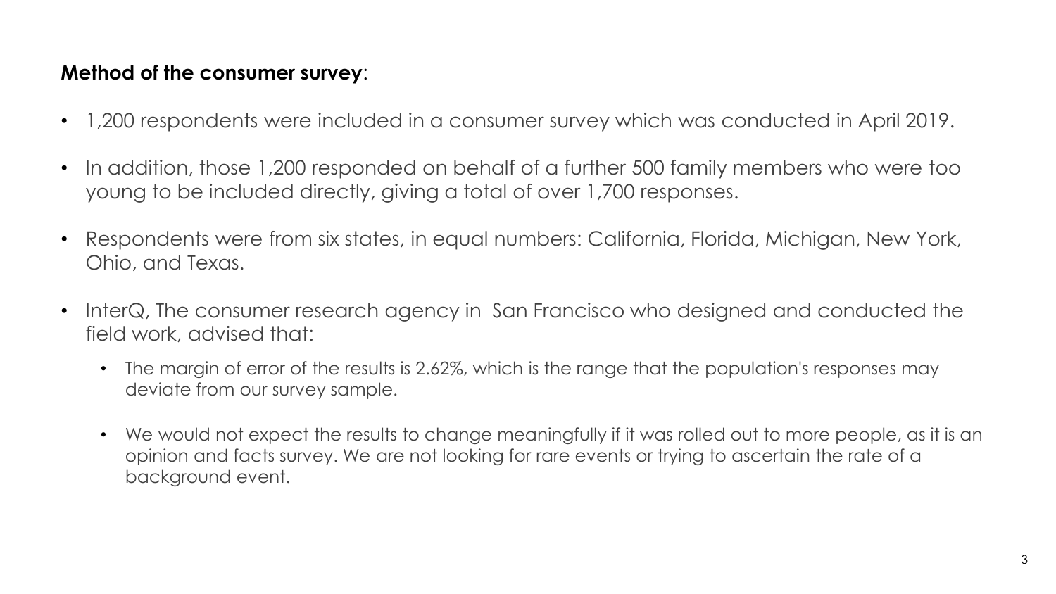**Method of the consumer survey**:

- 1,200 respondents were included in a consumer survey which was conducted in April 2019.
- In addition, those 1,200 responded on behalf of a further 500 family members who were too young to be included directly, giving a total of over 1,700 responses.
- Respondents were from six states, in equal numbers: California, Florida, Michigan, New York, Ohio, and Texas.
- InterQ, The consumer research agency in San Francisco who designed and conducted the field work, advised that:
  - The margin of error of the results is 2.62%, which is the range that the population's responses may deviate from our survey sample.
  - We would not expect the results to change meaningfully if it was rolled out to more people, as it is an opinion and facts survey. We are not looking for rare events or trying to ascertain the rate of a background event.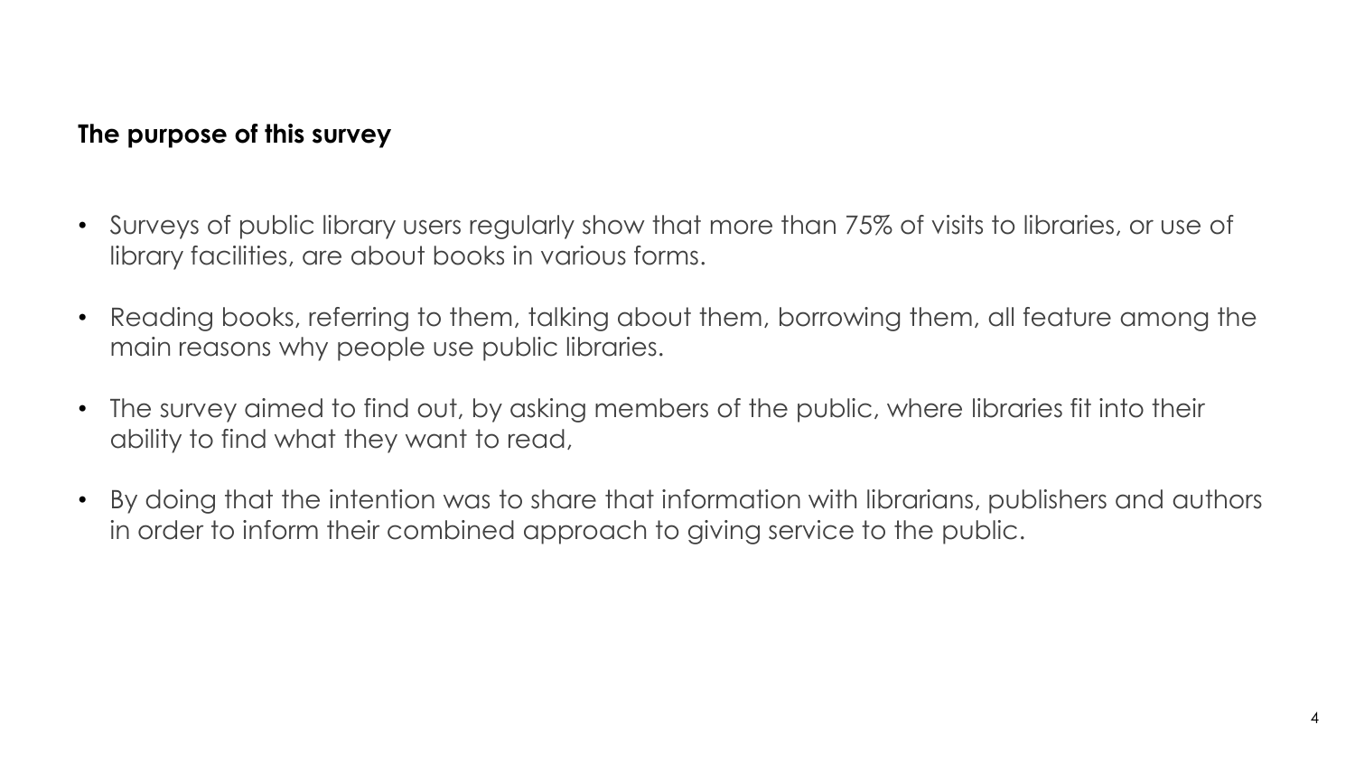**The purpose of this survey**

- Surveys of public library users regularly show that more than 75% of visits to libraries, or use of library facilities, are about books in various forms.
- Reading books, referring to them, talking about them, borrowing them, all feature among the main reasons why people use public libraries.
- The survey aimed to find out, by asking members of the public, where libraries fit into their ability to find what they want to read,
- By doing that the intention was to share that information with librarians, publishers and authors in order to inform their combined approach to giving service to the public.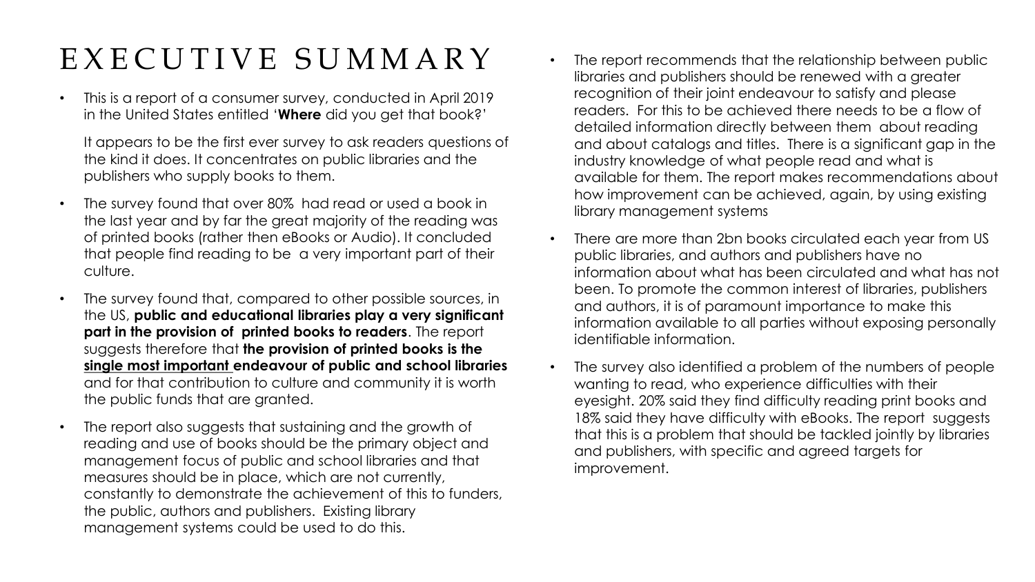# EXECUTIVE SUMMARY

- This is a report of a consumer survey, conducted in April 2019 in the United States entitled '**Where** did you get that book?'

  It appears to be the first ever survey to ask readers questions of the kind it does. It concentrates on public libraries and the publishers who supply books to them.

- The survey found that over 80% had read or used a book in the last year and by far the great majority of the reading was of printed books (rather then eBooks or Audio). It concluded that people find reading to be a very important part of their culture.

- The survey found that, compared to other possible sources, in the US, **public and educational libraries play a very significant part in the provision of printed books to readers**. The report suggests therefore that **the provision of printed books is the <u>single most important</u> endeavour of public and school libraries** and for that contribution to culture and community it is worth the public funds that are granted.

- The report also suggests that sustaining and the growth of reading and use of books should be the primary object and management focus of public and school libraries and that measures should be in place, which are not currently, constantly to demonstrate the achievement of this to funders, the public, authors and publishers. Existing library management systems could be used to do this.

- The report recommends that the relationship between public libraries and publishers should be renewed with a greater recognition of their joint endeavour to satisfy and please readers. For this to be achieved there needs to be a flow of detailed information directly between them about reading and about catalogs and titles. There is a significant gap in the industry knowledge of what people read and what is available for them. The report makes recommendations about how improvement can be achieved, again, by using existing library management systems

- There are more than 2bn books circulated each year from US public libraries, and authors and publishers have no information about what has been circulated and what has not been. To promote the common interest of libraries, publishers and authors, it is of paramount importance to make this information available to all parties without exposing personally identifiable information.

- The survey also identified a problem of the numbers of people wanting to read, who experience difficulties with their eyesight. 20% said they find difficulty reading print books and 18% said they have difficulty with eBooks. The report suggests that this is a problem that should be tackled jointly by libraries and publishers, with specific and agreed targets for improvement.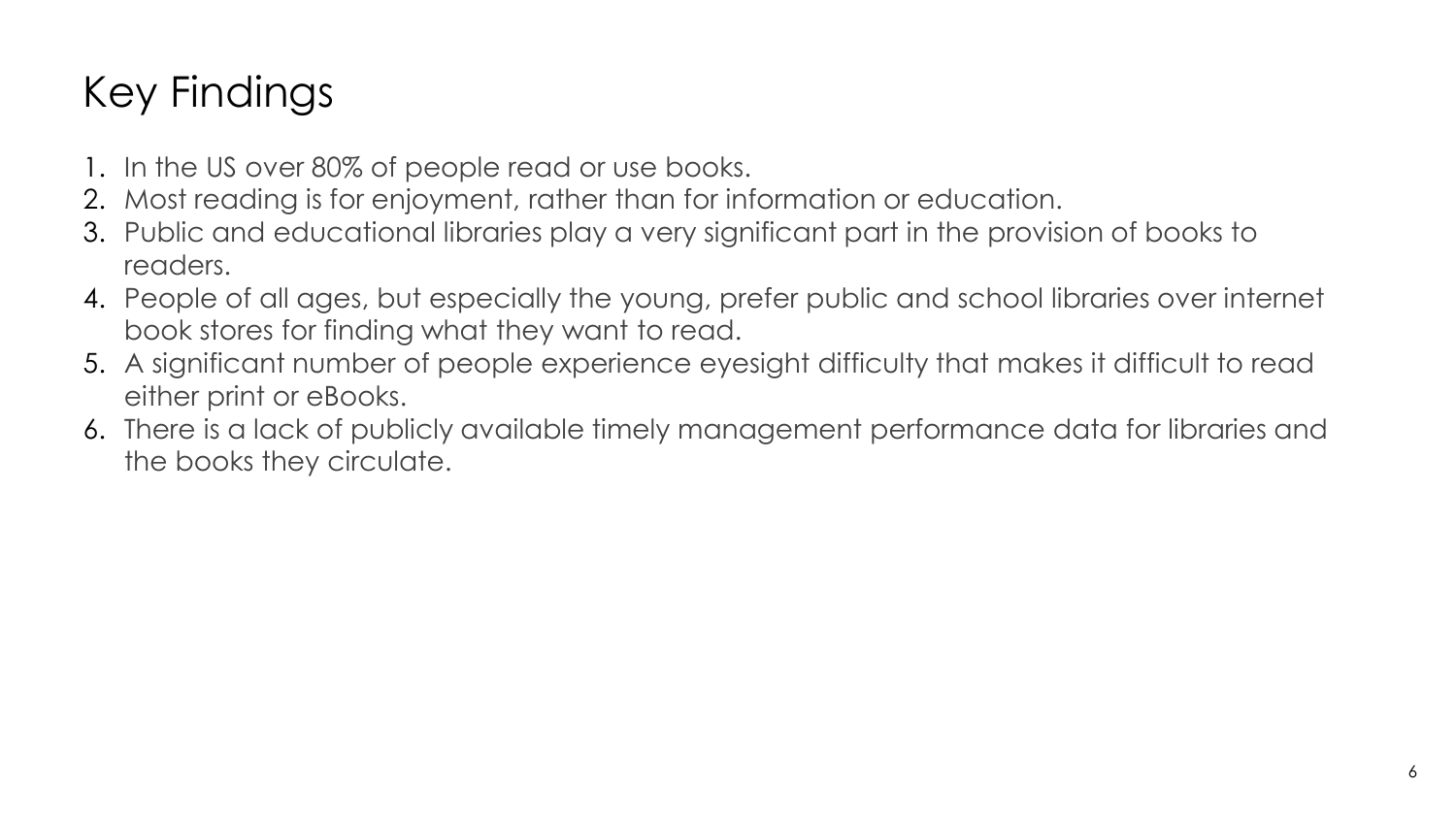# Key Findings

1. In the US over 80% of people read or use books.
2. Most reading is for enjoyment, rather than for information or education.
3. Public and educational libraries play a very significant part in the provision of books to readers.
4. People of all ages, but especially the young, prefer public and school libraries over internet book stores for finding what they want to read.
5. A significant number of people experience eyesight difficulty that makes it difficult to read either print or eBooks.
6. There is a lack of publicly available timely management performance data for libraries and the books they circulate.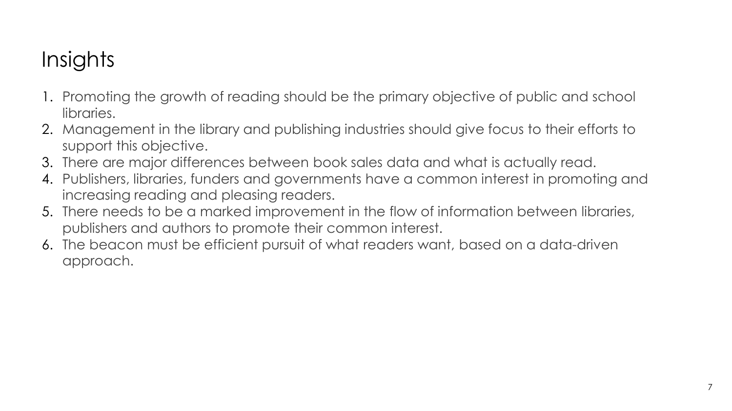# Insights

1. Promoting the growth of reading should be the primary objective of public and school libraries.
2. Management in the library and publishing industries should give focus to their efforts to support this objective.
3. There are major differences between book sales data and what is actually read.
4. Publishers, libraries, funders and governments have a common interest in promoting and increasing reading and pleasing readers.
5. There needs to be a marked improvement in the flow of information between libraries, publishers and authors to promote their common interest.
6. The beacon must be efficient pursuit of what readers want, based on a data-driven approach.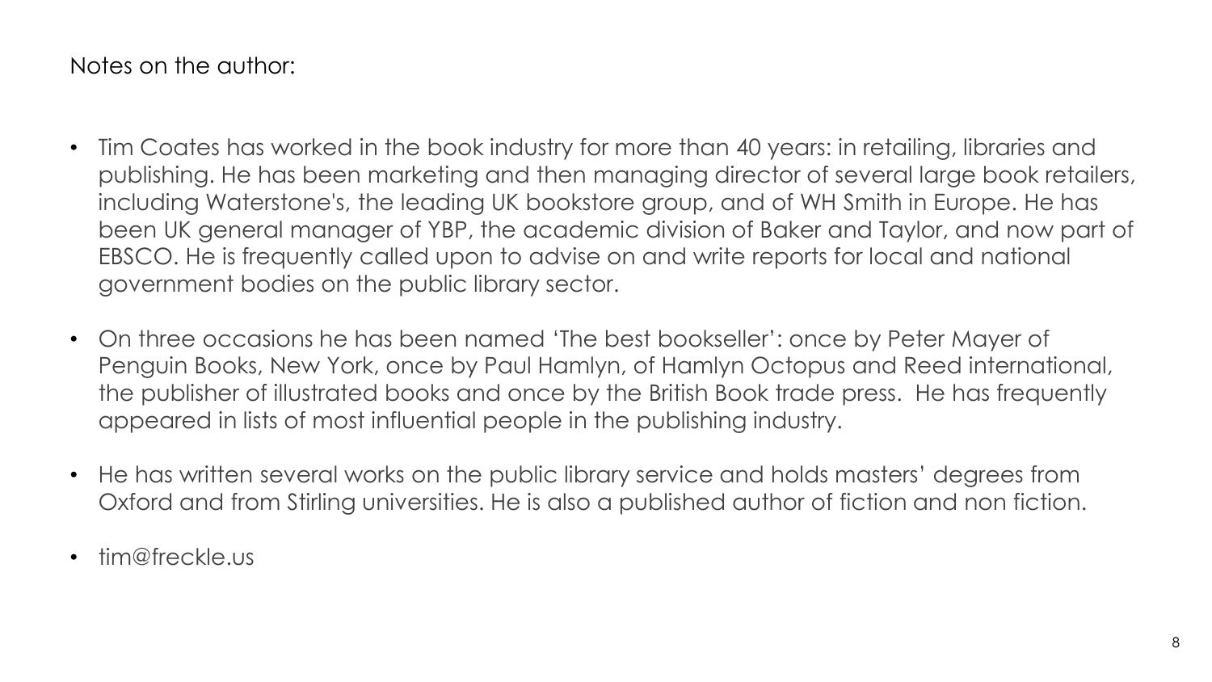Notes on the author:

- Tim Coates has worked in the book industry for more than 40 years: in retailing, libraries and publishing. He has been marketing and then managing director of several large book retailers, including Waterstone's, the leading UK bookstore group, and of WH Smith in Europe. He has been UK general manager of YBP, the academic division of Baker and Taylor, and now part of EBSCO. He is frequently called upon to advise on and write reports for local and national government bodies on the public library sector.

- On three occasions he has been named 'The best bookseller': once by Peter Mayer of Penguin Books, New York, once by Paul Hamlyn, of Hamlyn Octopus and Reed international, the publisher of illustrated books and once by the British Book trade press. He has frequently appeared in lists of most influential people in the publishing industry.

- He has written several works on the public library service and holds masters' degrees from Oxford and from Stirling universities. He is also a published author of fiction and non fiction.

- tim@freckle.us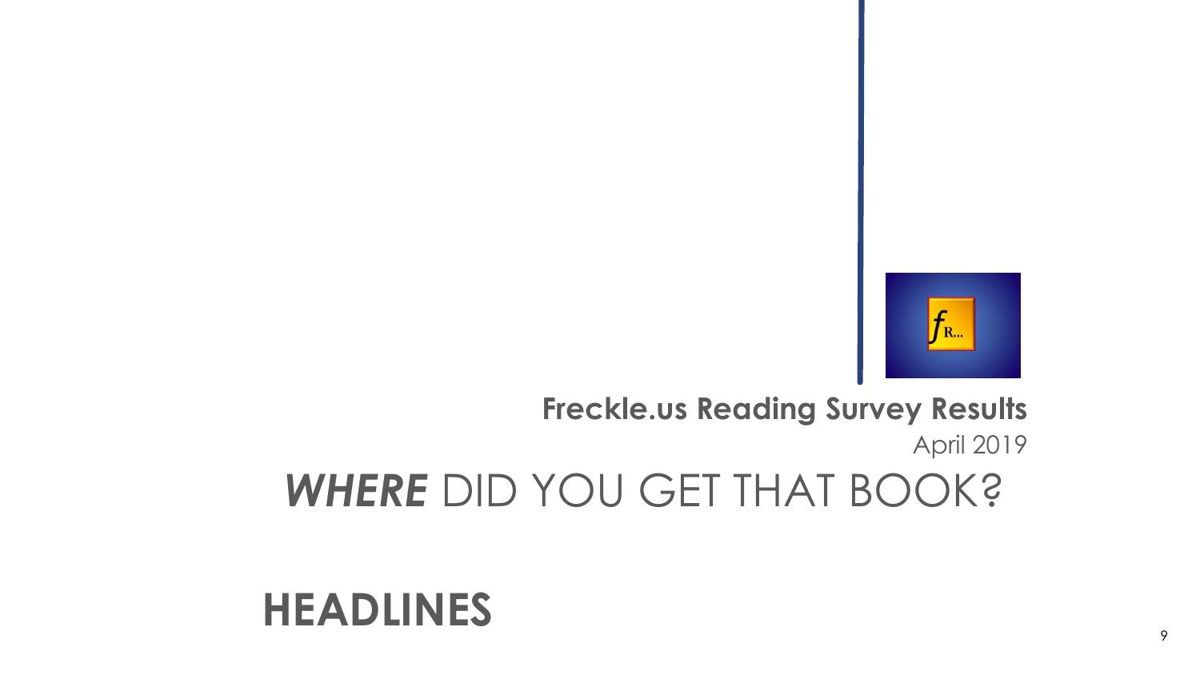**Freckle.us Reading Survey Results**

April 2019

# ***WHERE*** DID YOU GET THAT BOOK?

## HEADLINES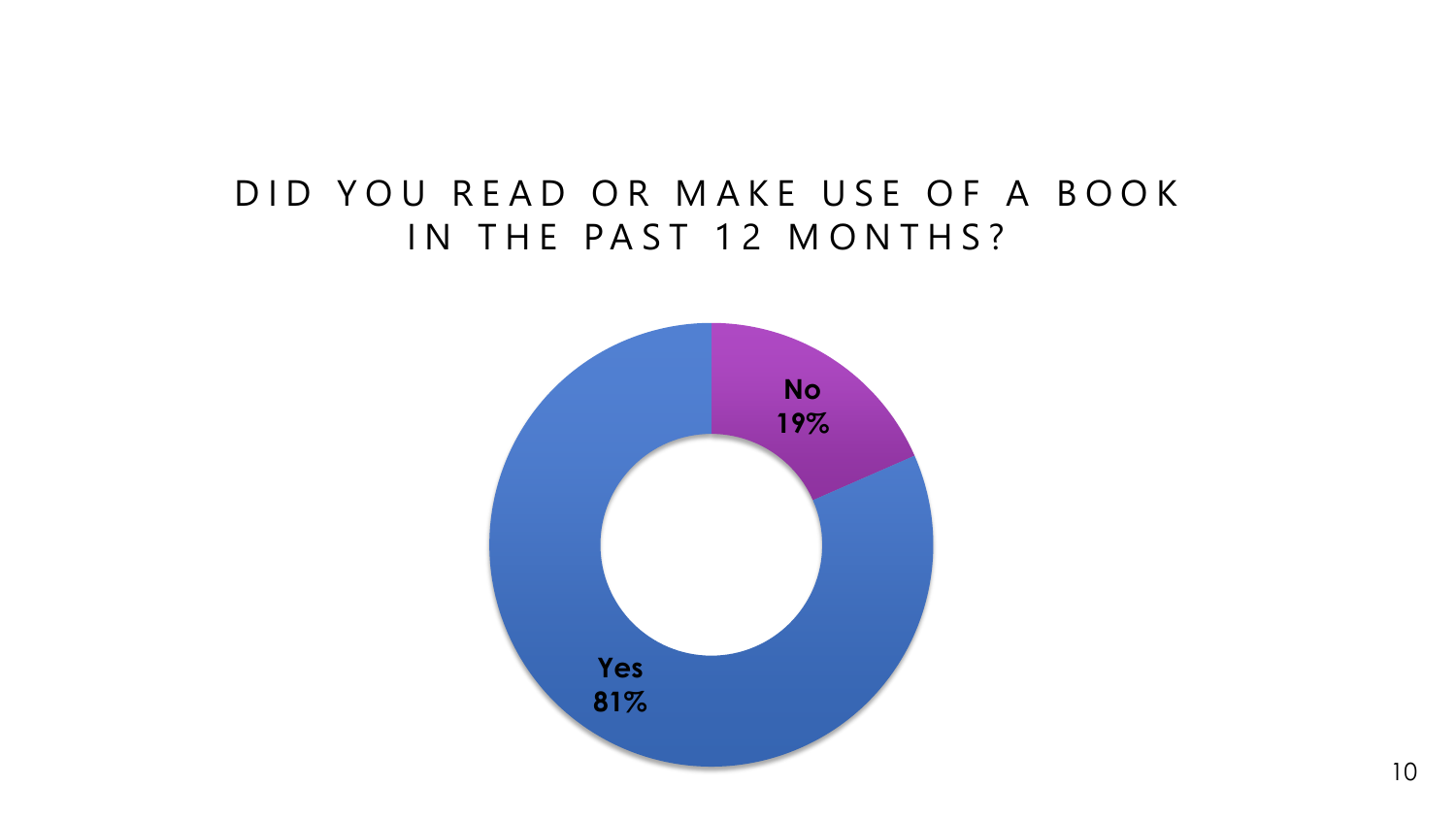# DID YOU READ OR MAKE USE OF A BOOK IN THE PAST 12 MONTHS?

**No**
**19%**

**Yes**
**81%**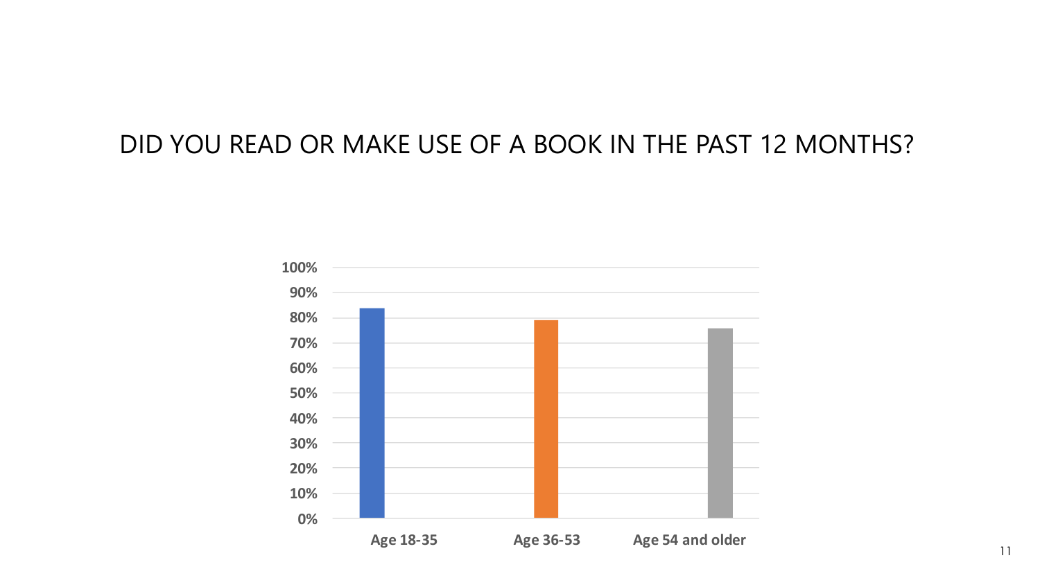# DID YOU READ OR MAKE USE OF A BOOK IN THE PAST 12 MONTHS?

100%
90%
80%
70%
60%
50%
40%
30%
20%
10%
0%

Age 18-35 | Age 36-53 | Age 54 and older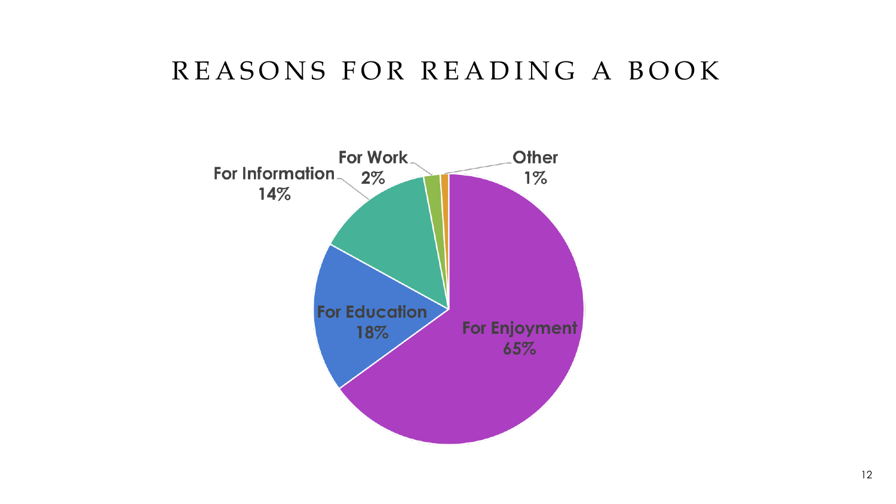# REASONS FOR READING A BOOK

| Reason | Percentage |
| --- | --- |
| For Enjoyment | 65% |
| For Education | 18% |
| For Information | 14% |
| For Work | 2% |
| Other | 1% |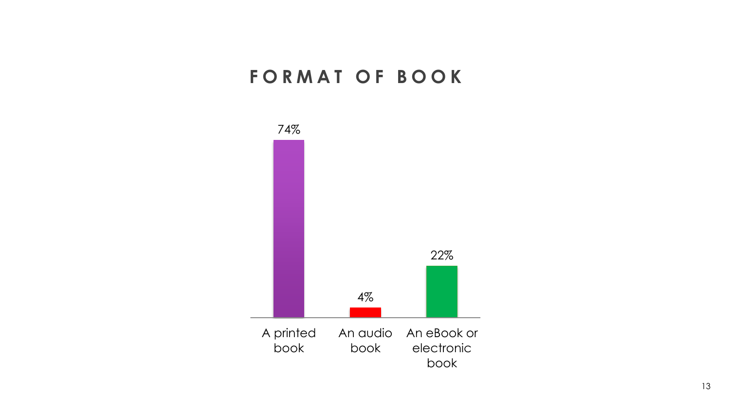# FORMAT OF BOOK

| Format | Percentage |
|---|---|
| A printed book | 74% |
| An audio book | 4% |
| An eBook or electronic book | 22% |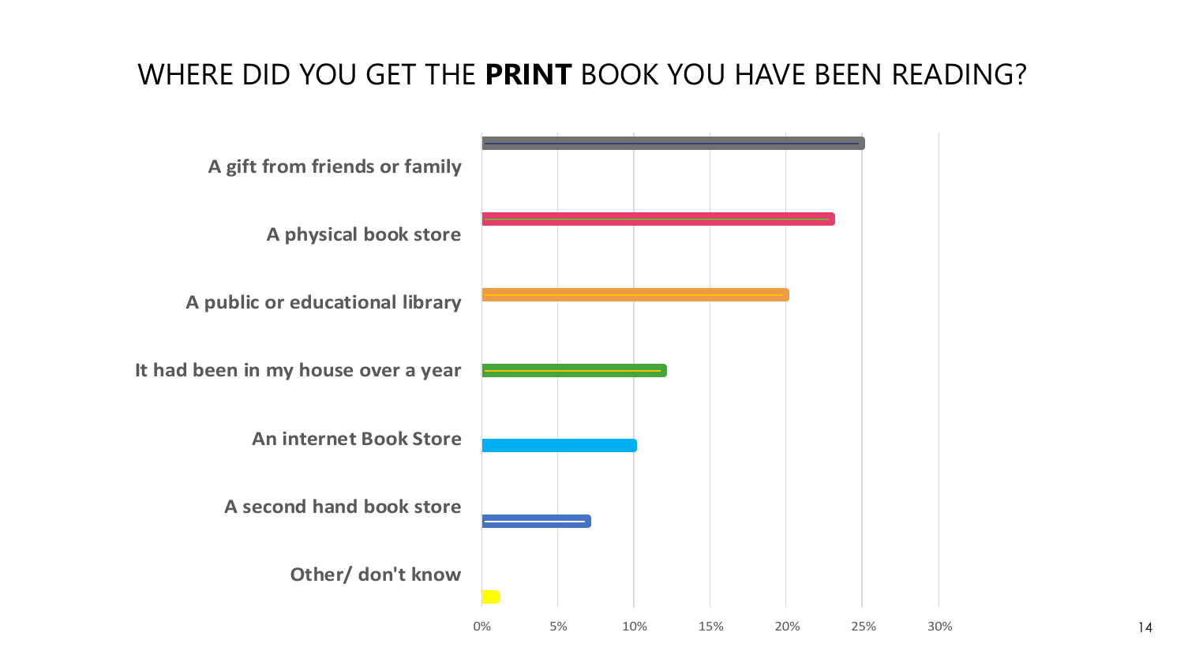# WHERE DID YOU GET THE **PRINT** BOOK YOU HAVE BEEN READING?

| Source | Approx. % |
| --- | --- |
| A gift from friends or family | 25% |
| A physical book store | 23% |
| A public or educational library | 20% |
| It had been in my house over a year | 12% |
| An internet Book Store | 10% |
| A second hand book store | 7% |
| Other/ don't know | 1% |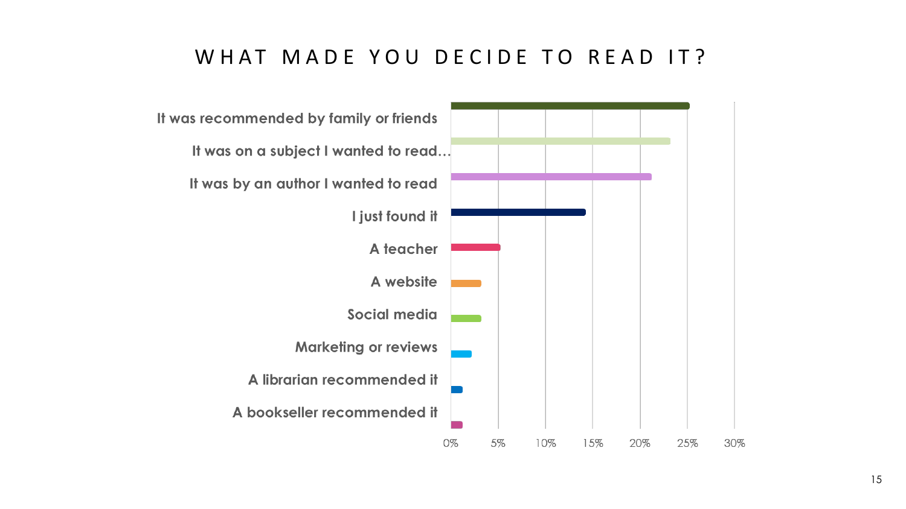# WHAT MADE YOU DECIDE TO READ IT?

| Reason | Approx. % |
| --- | --- |
| It was recommended by family or friends | 25% |
| It was on a subject I wanted to read… | 23% |
| It was by an author I wanted to read | 21% |
| I just found it | 14% |
| A teacher | 5% |
| A website | 3% |
| Social media | 3% |
| Marketing or reviews | 2% |
| A librarian recommended it | 1% |
| A bookseller recommended it | 1% |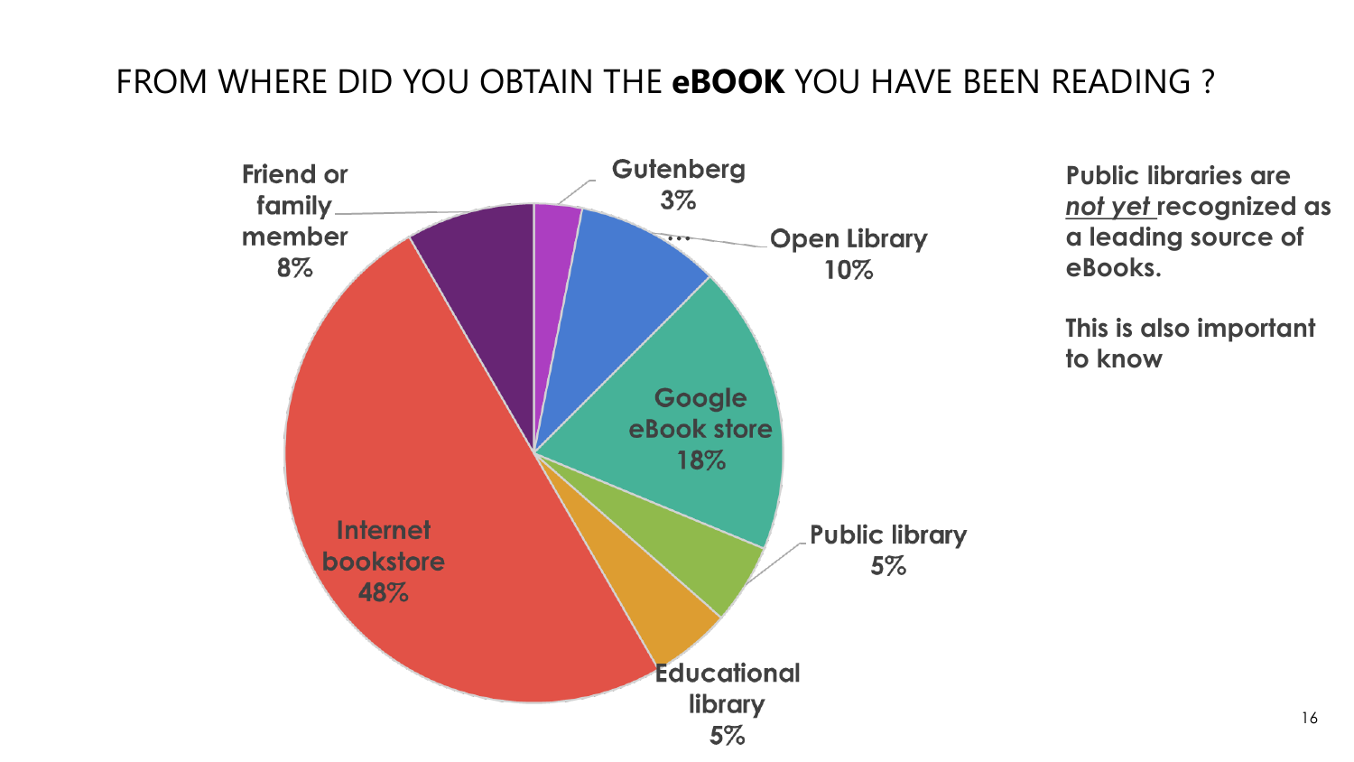# FROM WHERE DID YOU OBTAIN THE **eBOOK** YOU HAVE BEEN READING ?

| Source | Percentage |
| --- | --- |
| Gutenberg | 3% |
| Open Library | 10% |
| Google eBook store | 18% |
| Public library | 5% |
| Educational library | 5% |
| Internet bookstore | 48% |
| Friend or family member | 8% |

**Public libraries are *not yet* recognized as a leading source of eBooks.**

**This is also important to know**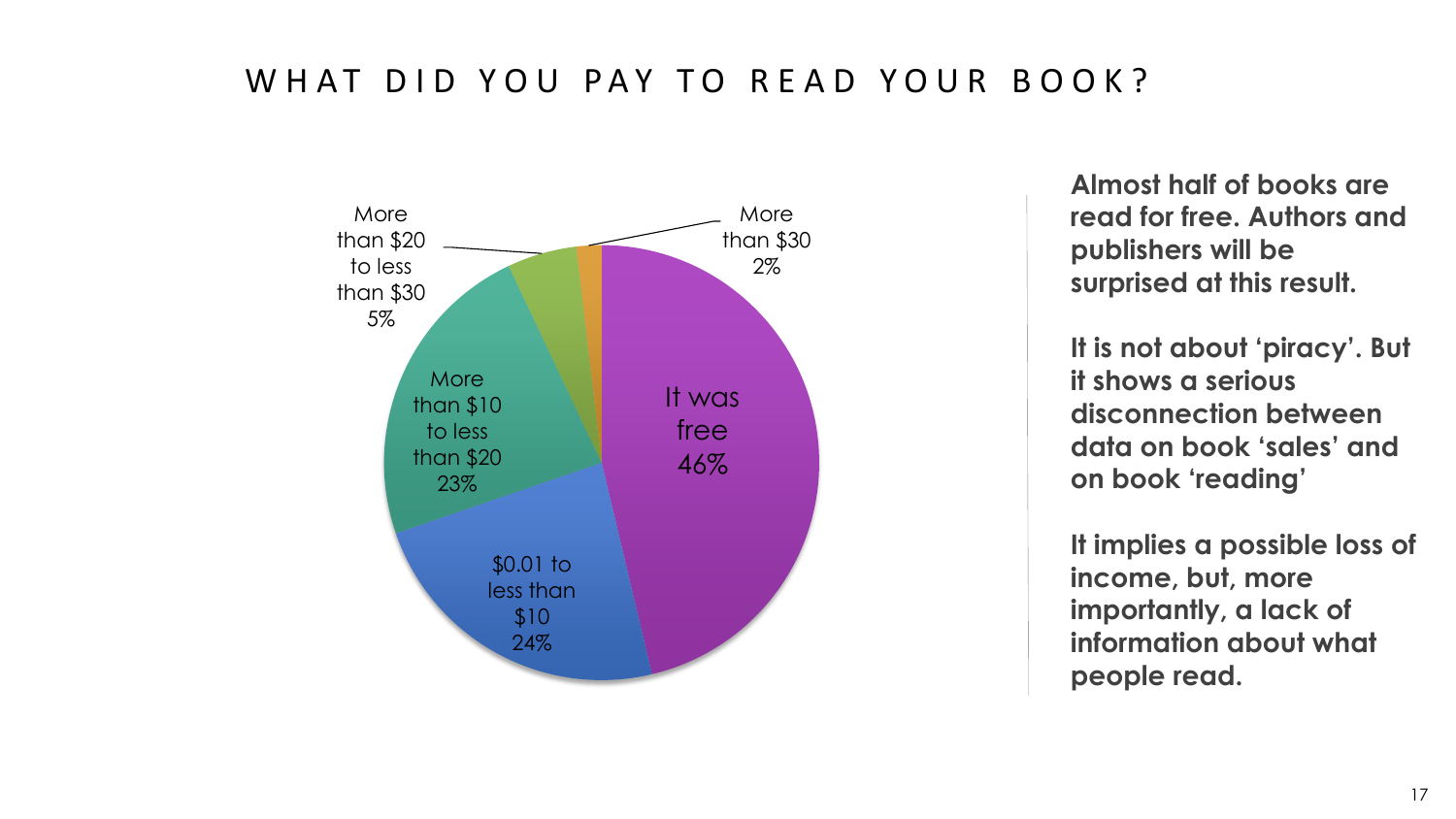# WHAT DID YOU PAY TO READ YOUR BOOK?

| Amount paid | Share |
| --- | --- |
| It was free | 46% |
| $0.01 to less than $10 | 24% |
| More than $10 to less than $20 | 23% |
| More than $20 to less than $30 | 5% |
| More than $30 | 2% |

**Almost half of books are read for free. Authors and publishers will be surprised at this result.**

**It is not about 'piracy'. But it shows a serious disconnection between data on book 'sales' and on book 'reading'**

**It implies a possible loss of income, but, more importantly, a lack of information about what people read.**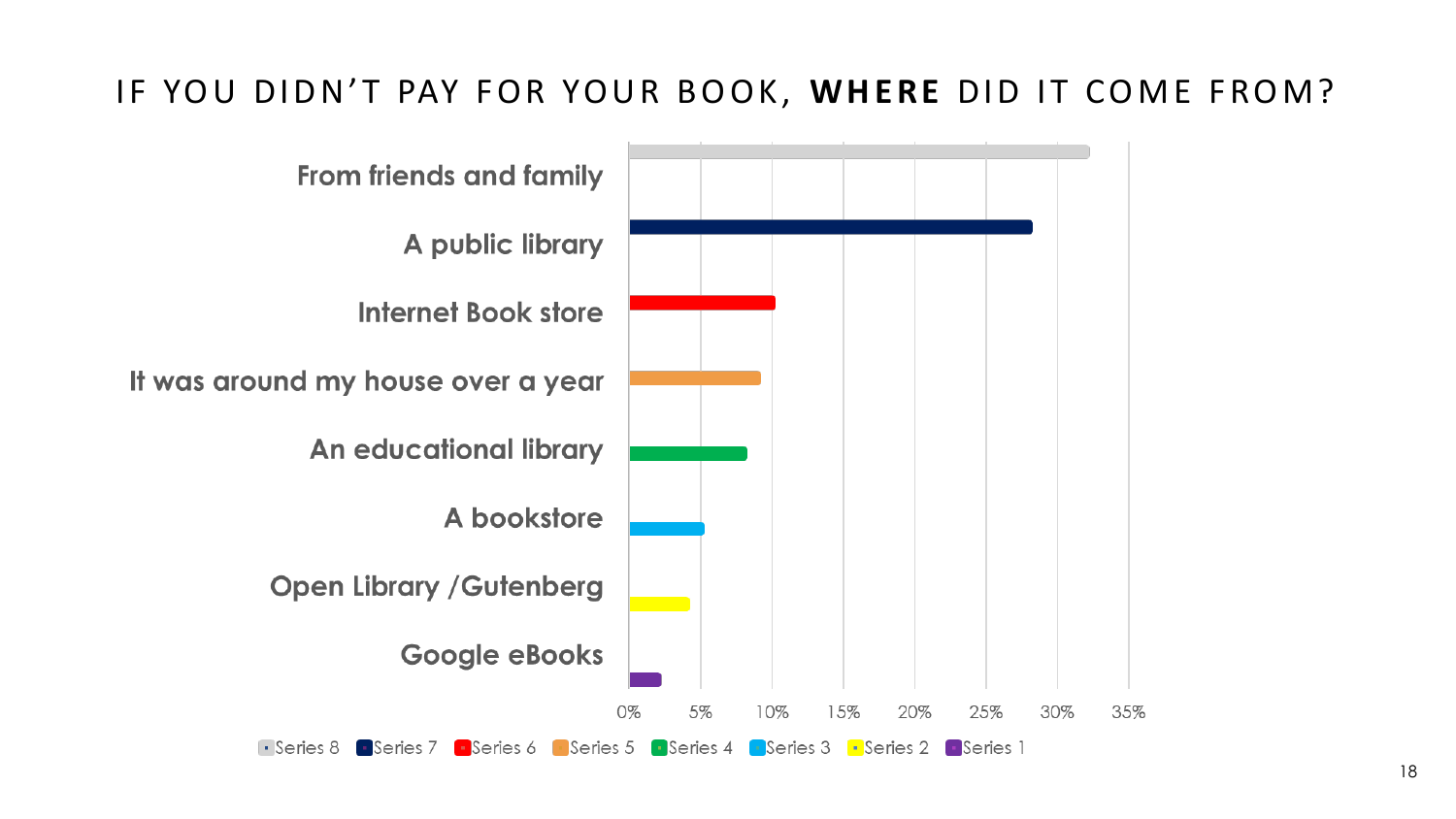# IF YOU DIDN'T PAY FOR YOUR BOOK, **WHERE** DID IT COME FROM?

| Source | Approx. % |
|---|---|
| From friends and family | 32% |
| A public library | 28% |
| Internet Book store | 10% |
| It was around my house over a year | 9% |
| An educational library | 8% |
| A bookstore | 5% |
| Open Library /Gutenberg | 4% |
| Google eBooks | 2% |

0% 5% 10% 15% 20% 25% 30% 35%

Series 8 Series 7 Series 6 Series 5 Series 4 Series 3 Series 2 Series 1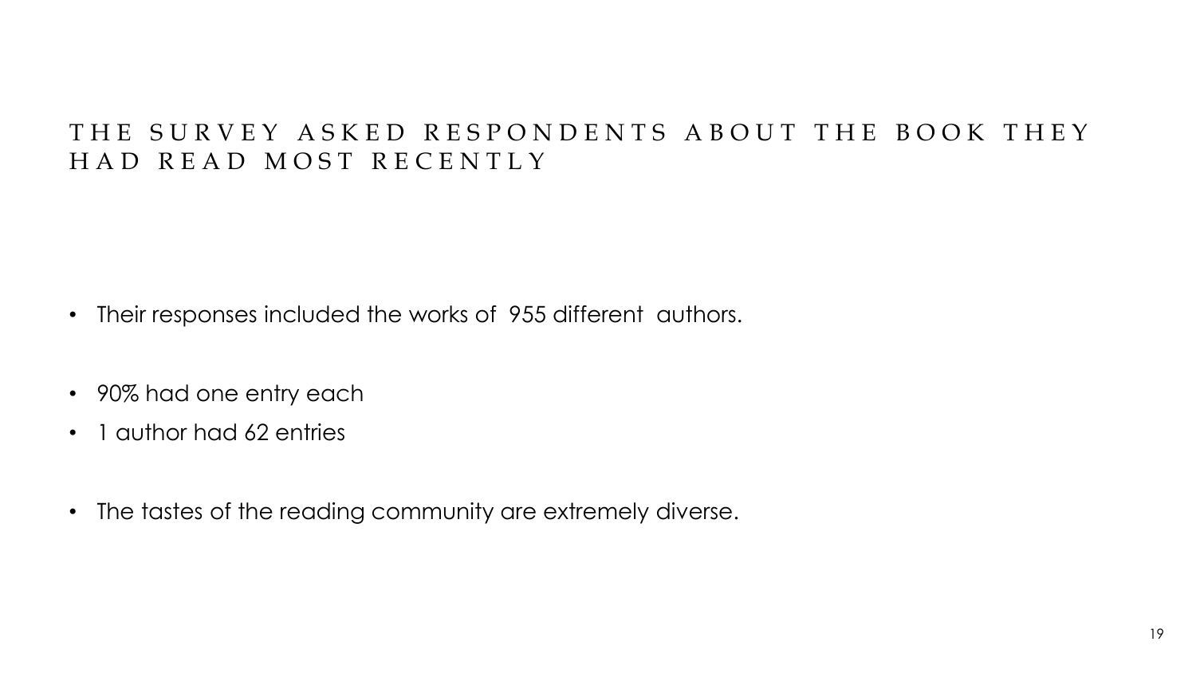# THE SURVEY ASKED RESPONDENTS ABOUT THE BOOK THEY HAD READ MOST RECENTLY

- Their responses included the works of 955 different authors.

- 90% had one entry each
- 1 author had 62 entries

- The tastes of the reading community are extremely diverse.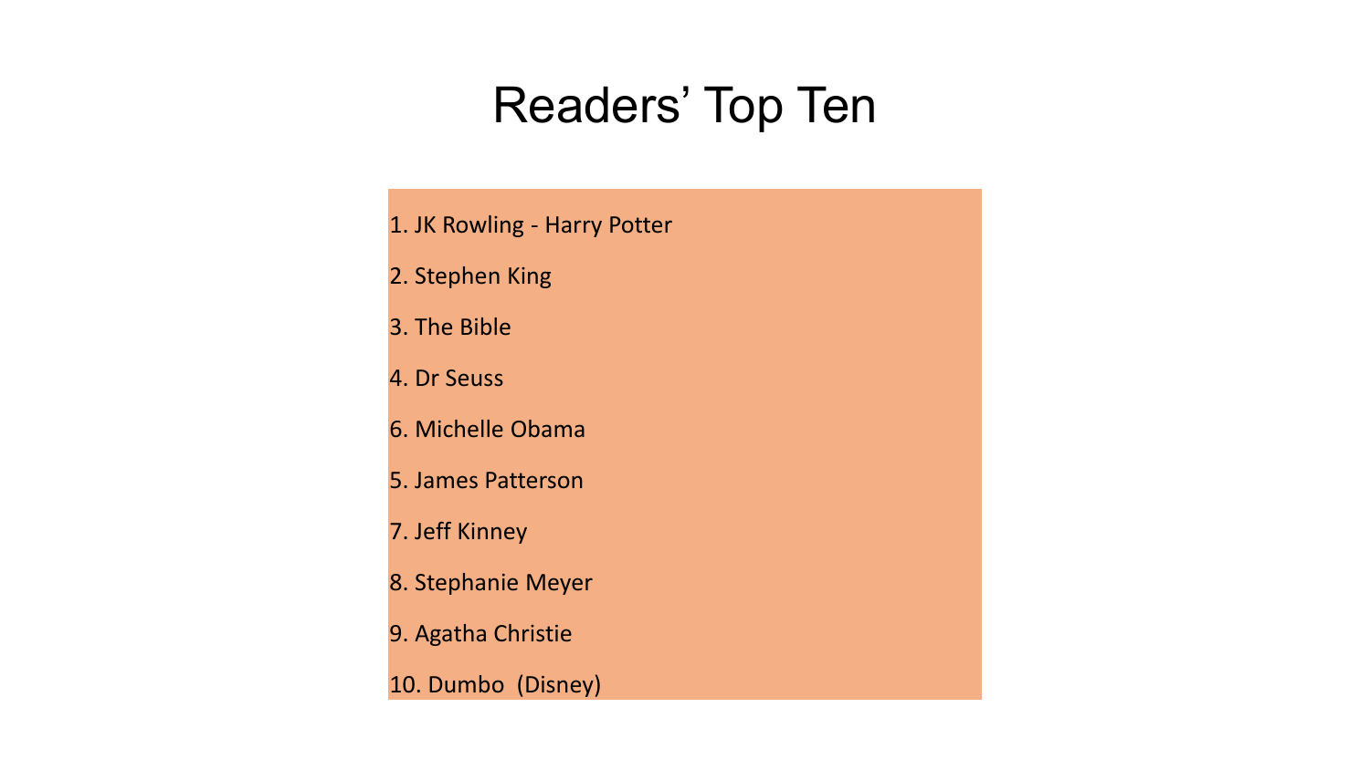# Readers' Top Ten

1. JK Rowling - Harry Potter

2. Stephen King

3. The Bible

4. Dr Seuss

6. Michelle Obama

5. James Patterson

7. Jeff Kinney

8. Stephanie Meyer

9. Agatha Christie

10. Dumbo (Disney)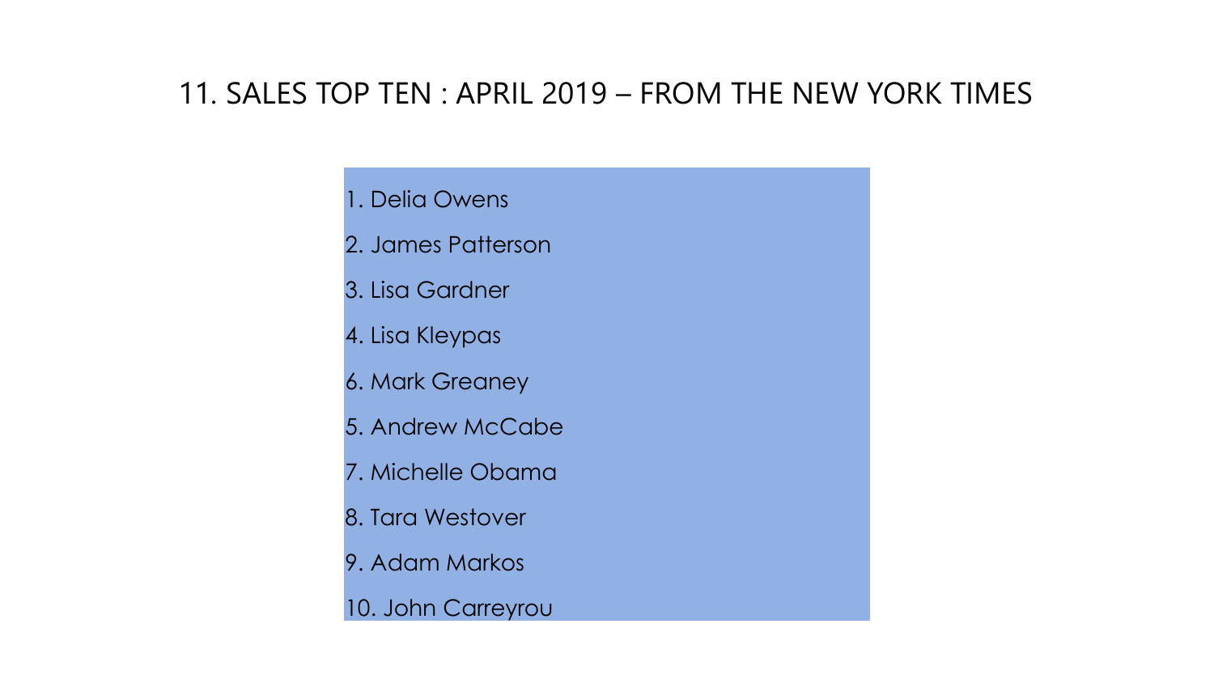# 11. SALES TOP TEN : APRIL 2019 – FROM THE NEW YORK TIMES

1. Delia Owens
2. James Patterson
3. Lisa Gardner
4. Lisa Kleypas
6. Mark Greaney
5. Andrew McCabe
7. Michelle Obama
8. Tara Westover
9. Adam Markos
10. John Carreyrou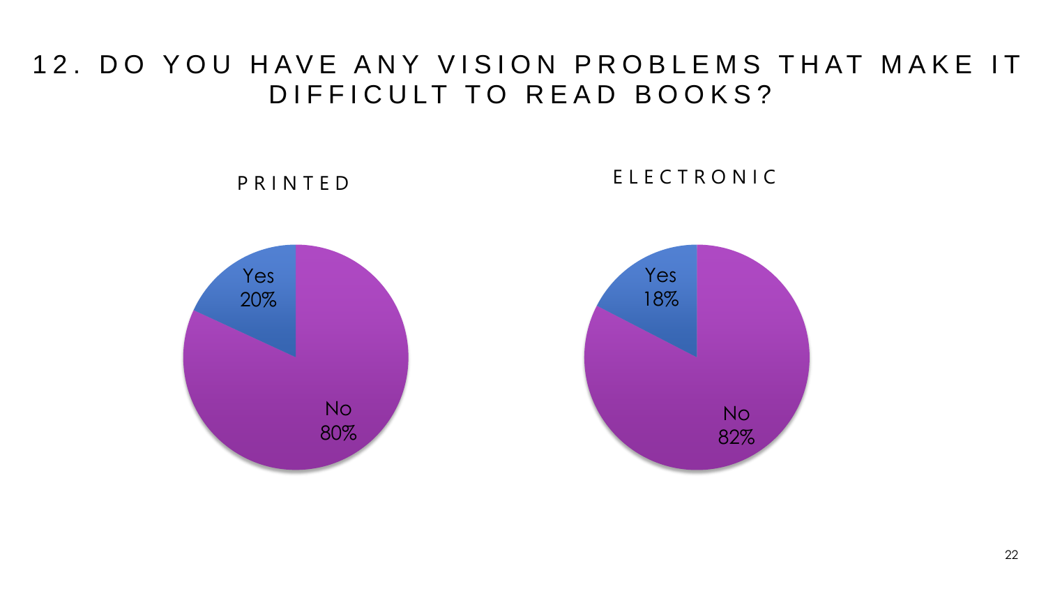# 12. DO YOU HAVE ANY VISION PROBLEMS THAT MAKE IT DIFFICULT TO READ BOOKS?

## PRINTED

Yes 20%

No 80%

## ELECTRONIC

Yes 18%

No 82%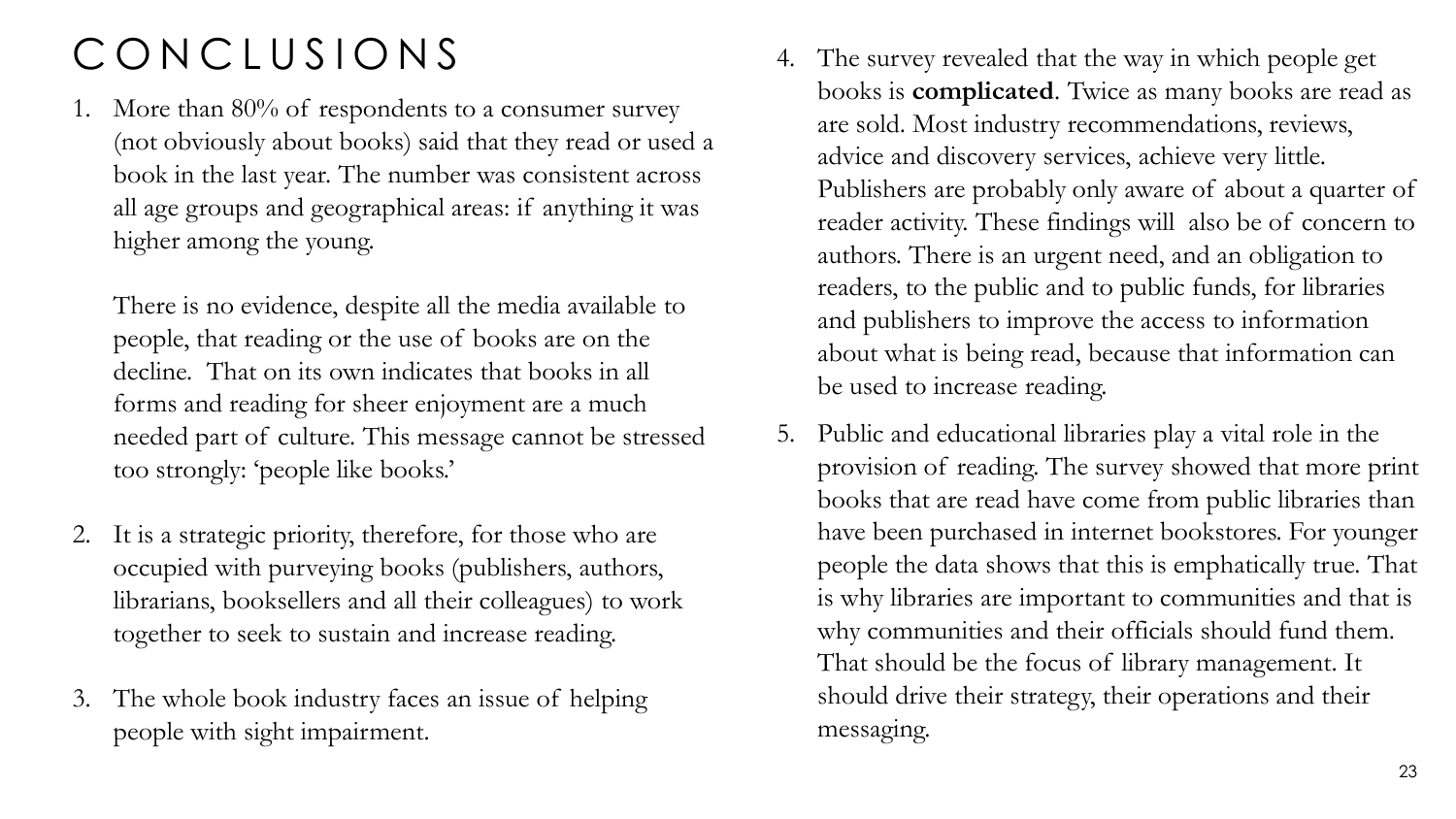# CONCLUSIONS

1. More than 80% of respondents to a consumer survey (not obviously about books) said that they read or used a book in the last year. The number was consistent across all age groups and geographical areas: if anything it was higher among the young.

   There is no evidence, despite all the media available to people, that reading or the use of books are on the decline. That on its own indicates that books in all forms and reading for sheer enjoyment are a much needed part of culture. This message cannot be stressed too strongly: 'people like books.'

2. It is a strategic priority, therefore, for those who are occupied with purveying books (publishers, authors, librarians, booksellers and all their colleagues) to work together to seek to sustain and increase reading.

3. The whole book industry faces an issue of helping people with sight impairment.

4. The survey revealed that the way in which people get books is **complicated**. Twice as many books are read as are sold. Most industry recommendations, reviews, advice and discovery services, achieve very little. Publishers are probably only aware of about a quarter of reader activity. These findings will also be of concern to authors. There is an urgent need, and an obligation to readers, to the public and to public funds, for libraries and publishers to improve the access to information about what is being read, because that information can be used to increase reading.

5. Public and educational libraries play a vital role in the provision of reading. The survey showed that more print books that are read have come from public libraries than have been purchased in internet bookstores. For younger people the data shows that this is emphatically true. That is why libraries are important to communities and that is why communities and their officials should fund them. That should be the focus of library management. It should drive their strategy, their operations and their messaging.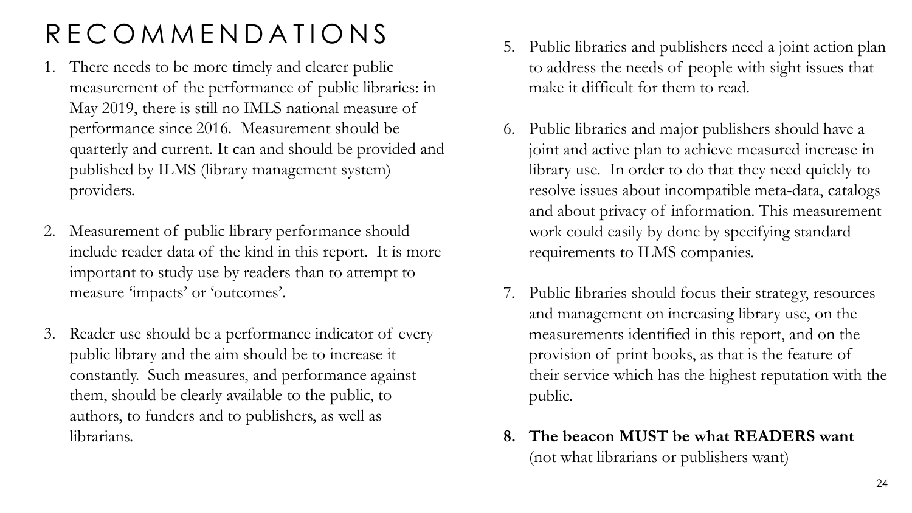# RECOMMENDATIONS

1. There needs to be more timely and clearer public measurement of the performance of public libraries: in May 2019, there is still no IMLS national measure of performance since 2016. Measurement should be quarterly and current. It can and should be provided and published by ILMS (library management system) providers.

2. Measurement of public library performance should include reader data of the kind in this report. It is more important to study use by readers than to attempt to measure 'impacts' or 'outcomes'.

3. Reader use should be a performance indicator of every public library and the aim should be to increase it constantly. Such measures, and performance against them, should be clearly available to the public, to authors, to funders and to publishers, as well as librarians.

5. Public libraries and publishers need a joint action plan to address the needs of people with sight issues that make it difficult for them to read.

6. Public libraries and major publishers should have a joint and active plan to achieve measured increase in library use. In order to do that they need quickly to resolve issues about incompatible meta-data, catalogs and about privacy of information. This measurement work could easily by done by specifying standard requirements to ILMS companies.

7. Public libraries should focus their strategy, resources and management on increasing library use, on the measurements identified in this report, and on the provision of print books, as that is the feature of their service which has the highest reputation with the public.

8. **The beacon MUST be what READERS want** (not what librarians or publishers want)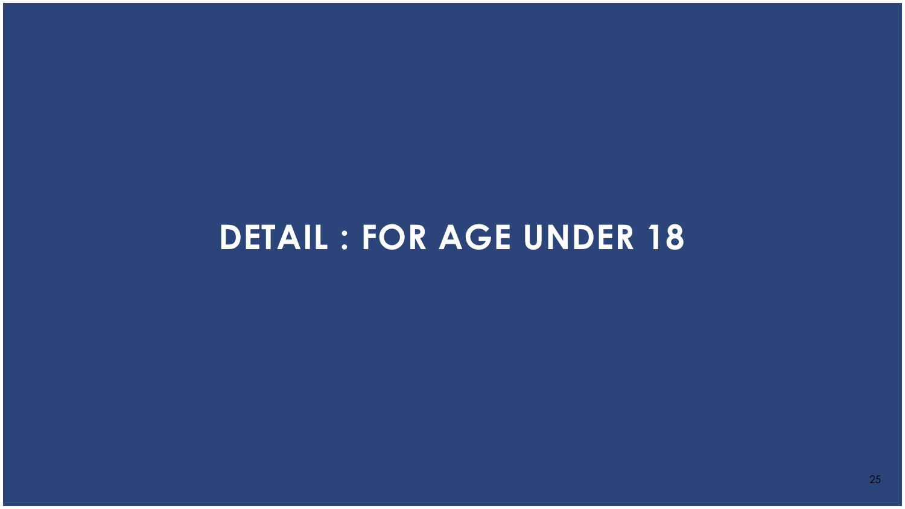# DETAIL : FOR AGE UNDER 18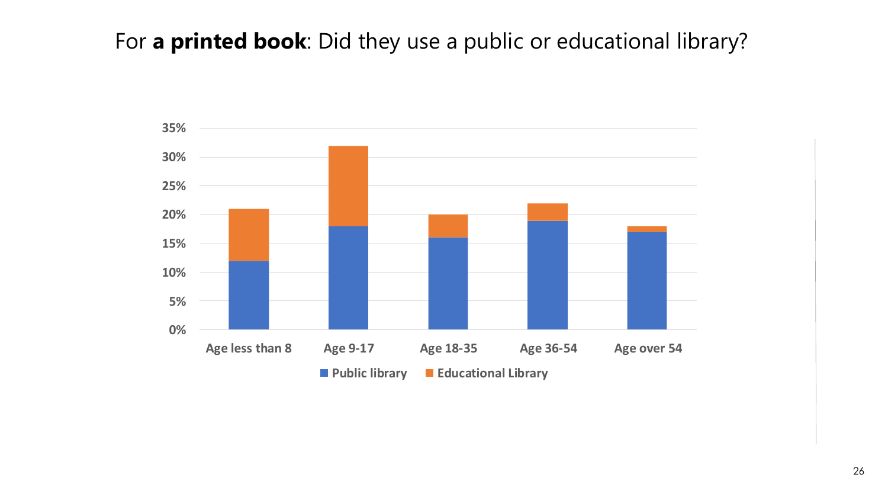For **a printed book**: Did they use a public or educational library?

| | Public library | Educational Library |
|---|---|---|
| Age less than 8 | 12% | 9% |
| Age 9-17 | 18% | 14% |
| Age 18-35 | 16% | 4% |
| Age 36-54 | 19% | 3% |
| Age over 54 | 17% | 1% |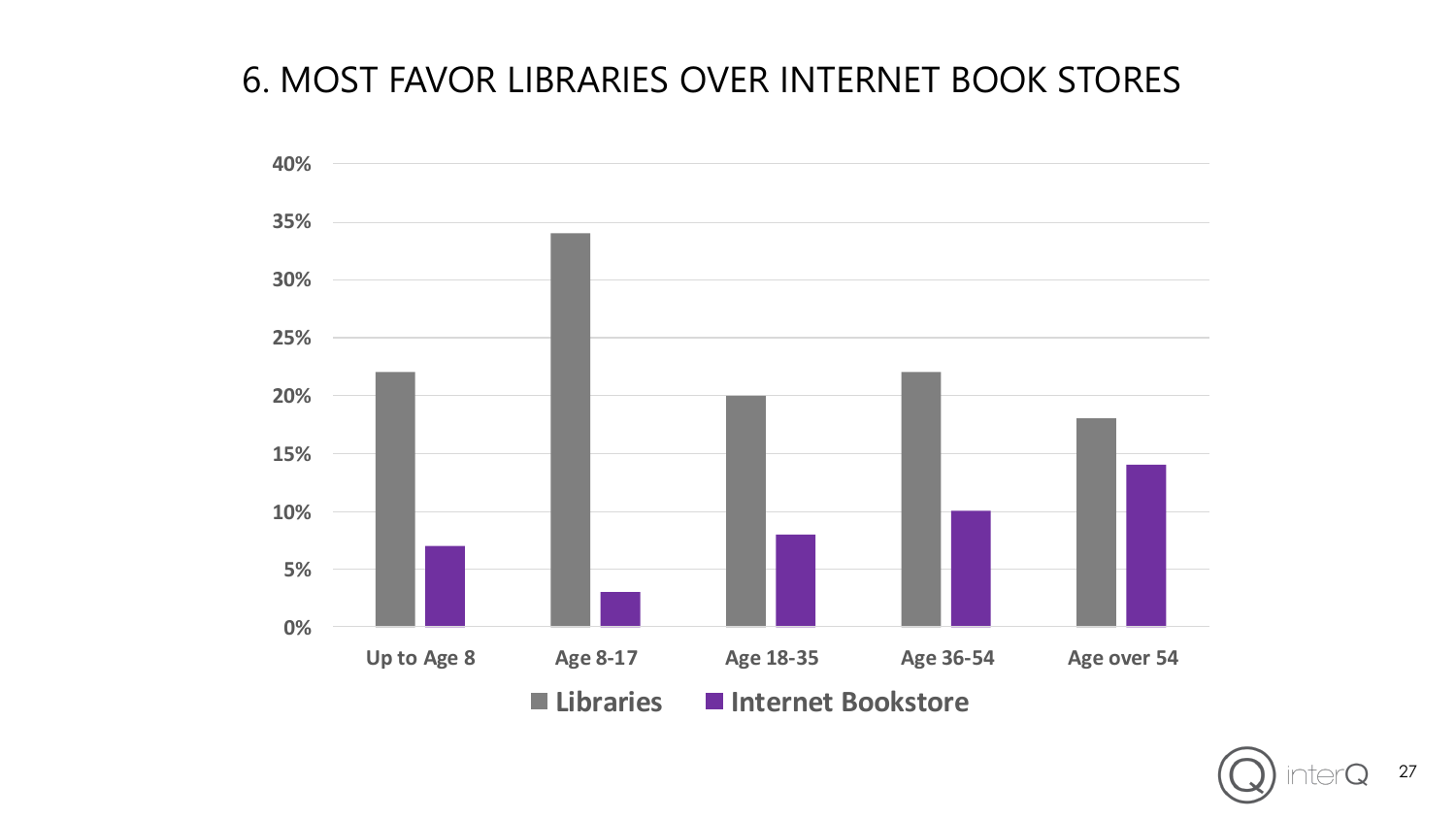# 6. MOST FAVOR LIBRARIES OVER INTERNET BOOK STORES

| | Libraries | Internet Bookstore |
|---|---|---|
| Up to Age 8 | 22% | 7% |
| Age 8-17 | 34% | 3% |
| Age 18-35 | 20% | 8% |
| Age 36-54 | 22% | 10% |
| Age over 54 | 18% | 14% |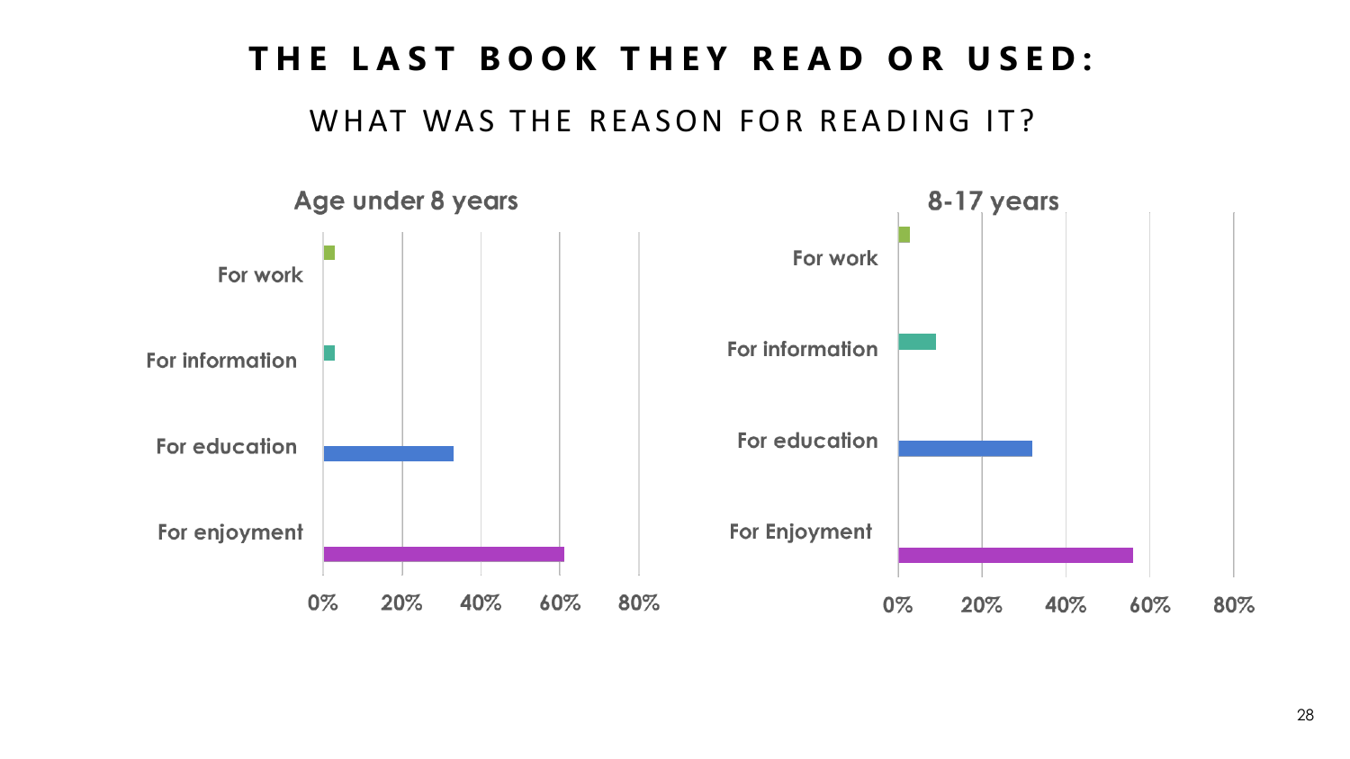# THE LAST BOOK THEY READ OR USED:

## WHAT WAS THE REASON FOR READING IT?

### Age under 8 years

- For work
- For information
- For education
- For enjoyment

0% 20% 40% 60% 80%

### 8-17 years

- For work
- For information
- For education
- For Enjoyment

0% 20% 40% 60% 80%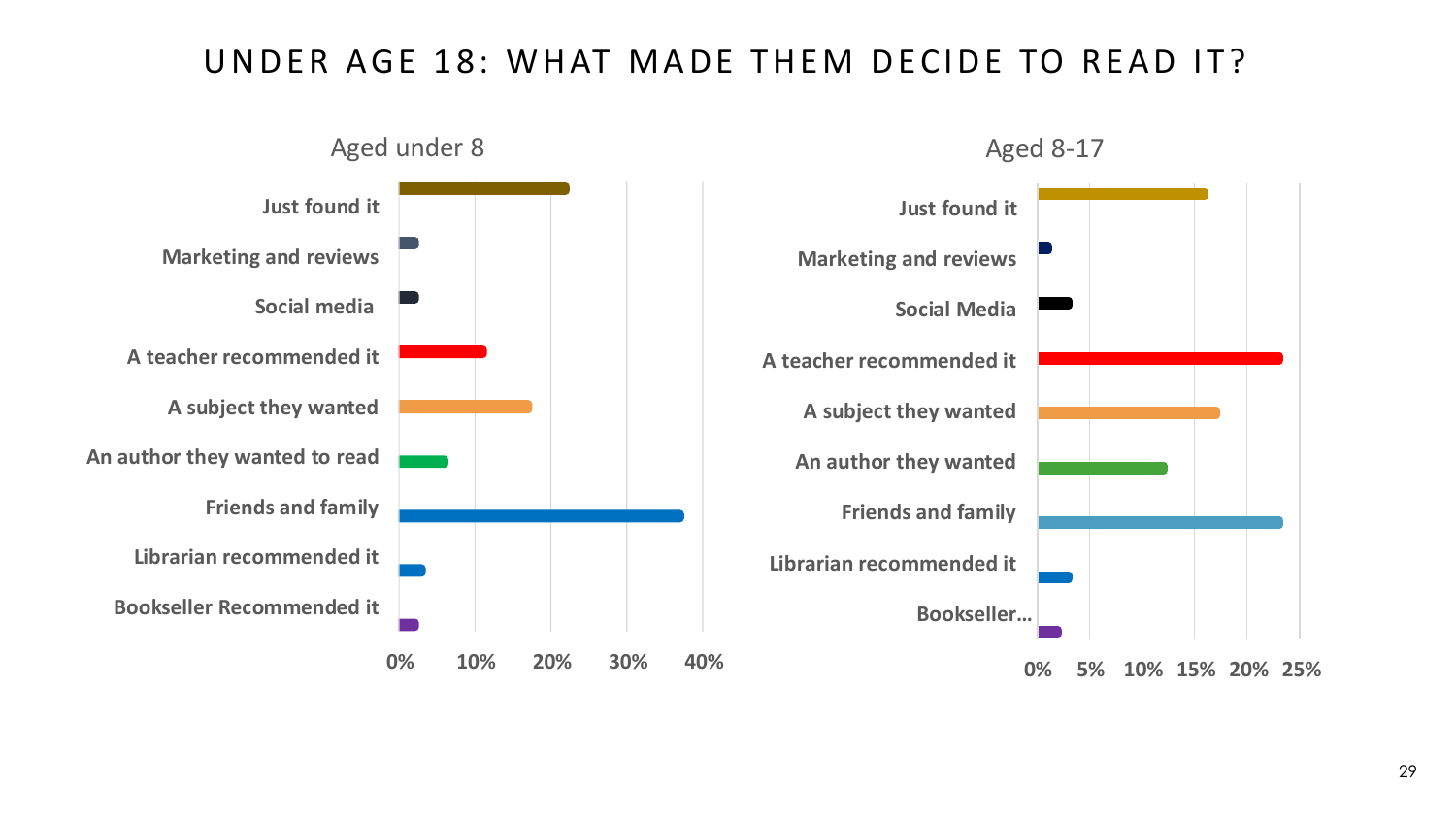# UNDER AGE 18: WHAT MADE THEM DECIDE TO READ IT?

## Aged under 8

- Just found it
- Marketing and reviews
- Social media
- A teacher recommended it
- A subject they wanted
- An author they wanted to read
- Friends and family
- Librarian recommended it
- Bookseller Recommended it

0% 10% 20% 30% 40%

## Aged 8-17

- Just found it
- Marketing and reviews
- Social Media
- A teacher recommended it
- A subject they wanted
- An author they wanted
- Friends and family
- Librarian recommended it
- Bookseller...

0% 5% 10% 15% 20% 25%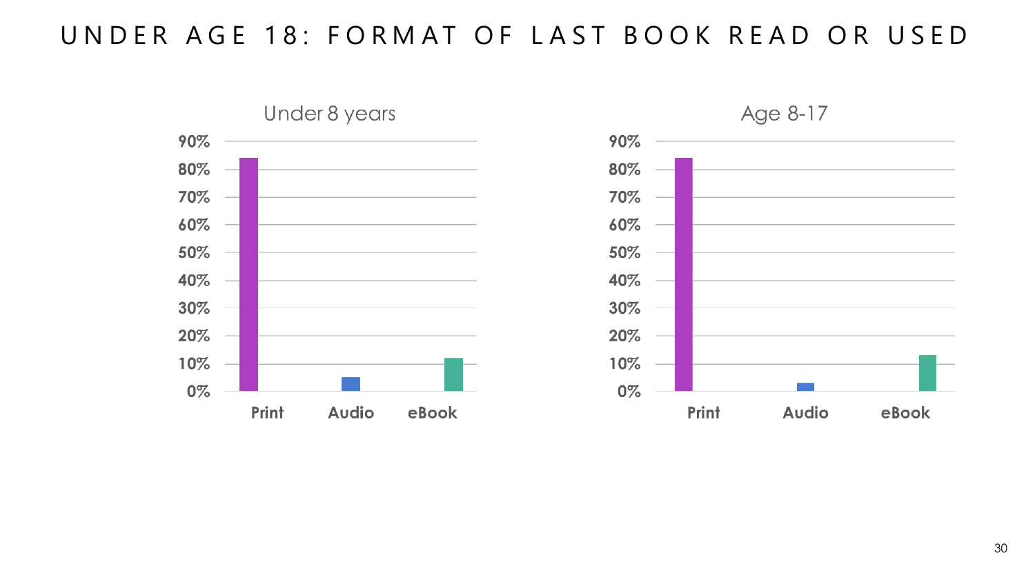# UNDER AGE 18: FORMAT OF LAST BOOK READ OR USED

## Under 8 years

90%
80%
70%
60%
50%
40%
30%
20%
10%
0%

Print | Audio | eBook

## Age 8-17

90%
80%
70%
60%
50%
40%
30%
20%
10%
0%

Print | Audio | eBook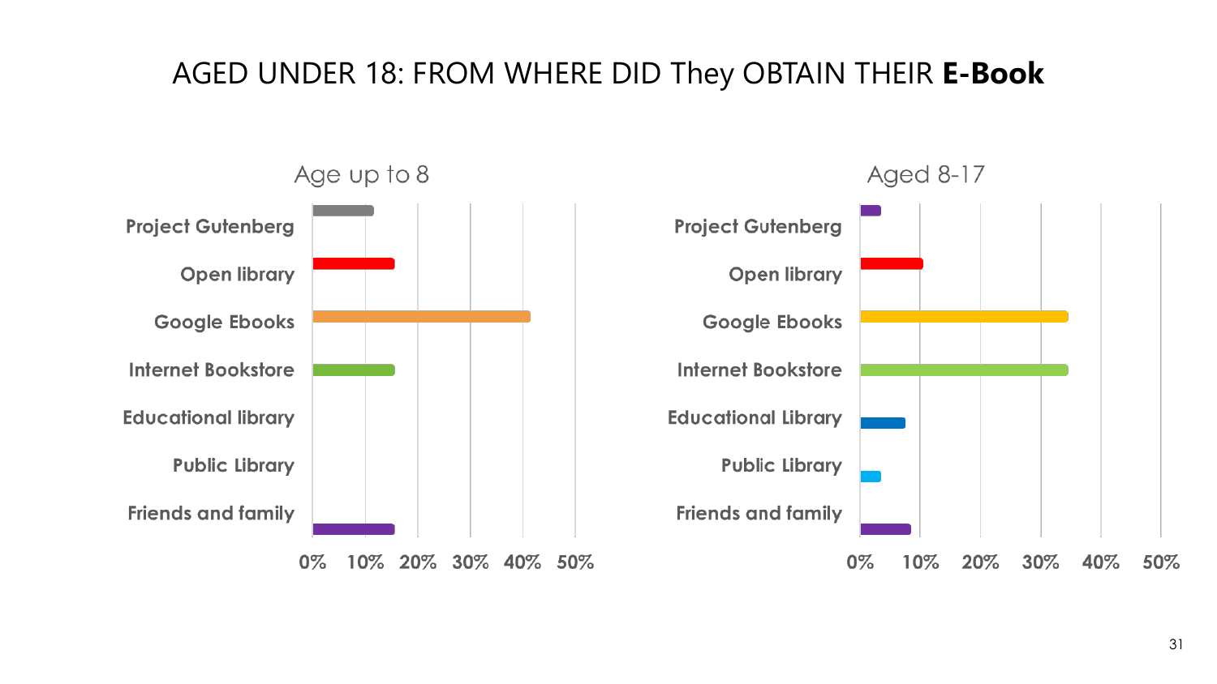# AGED UNDER 18: FROM WHERE DID They OBTAIN THEIR **E-Book**

## Age up to 8

- Project Gutenberg
- Open library
- Google Ebooks
- Internet Bookstore
- Educational library
- Public Library
- Friends and family

0% 10% 20% 30% 40% 50%

## Aged 8-17

- Project Gutenberg
- Open library
- Google Ebooks
- Internet Bookstore
- Educational Library
- Public Library
- Friends and family

0% 10% 20% 30% 40% 50%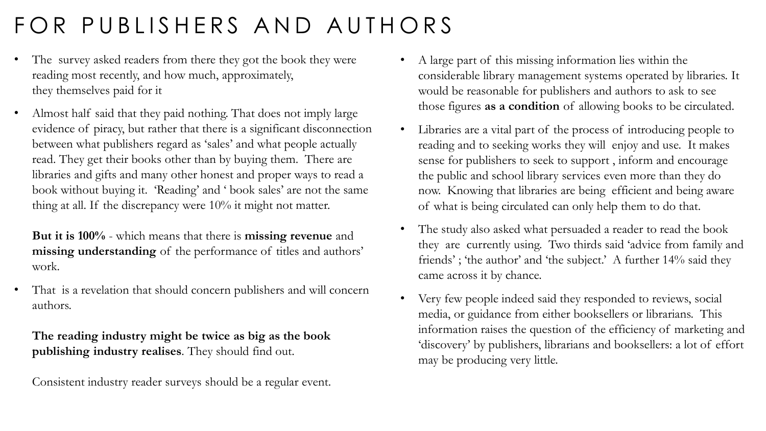# FOR PUBLISHERS AND AUTHORS

- The survey asked readers from there they got the book they were reading most recently, and how much, approximately, they themselves paid for it
- Almost half said that they paid nothing. That does not imply large evidence of piracy, but rather that there is a significant disconnection between what publishers regard as 'sales' and what people actually read. They get their books other than by buying them. There are libraries and gifts and many other honest and proper ways to read a book without buying it. 'Reading' and ' book sales' are not the same thing at all. If the discrepancy were 10% it might not matter.

  **But it is 100%** - which means that there is **missing revenue** and **missing understanding** of the performance of titles and authors' work.
- That is a revelation that should concern publishers and will concern authors.

  **The reading industry might be twice as big as the book publishing industry realises**. They should find out.

  Consistent industry reader surveys should be a regular event.
- A large part of this missing information lies within the considerable library management systems operated by libraries. It would be reasonable for publishers and authors to ask to see those figures **as a condition** of allowing books to be circulated.
- Libraries are a vital part of the process of introducing people to reading and to seeking works they will enjoy and use. It makes sense for publishers to seek to support , inform and encourage the public and school library services even more than they do now. Knowing that libraries are being efficient and being aware of what is being circulated can only help them to do that.
- The study also asked what persuaded a reader to read the book they are currently using. Two thirds said 'advice from family and friends' ; 'the author' and 'the subject.' A further 14% said they came across it by chance.
- Very few people indeed said they responded to reviews, social media, or guidance from either booksellers or librarians. This information raises the question of the efficiency of marketing and 'discovery' by publishers, librarians and booksellers: a lot of effort may be producing very little.